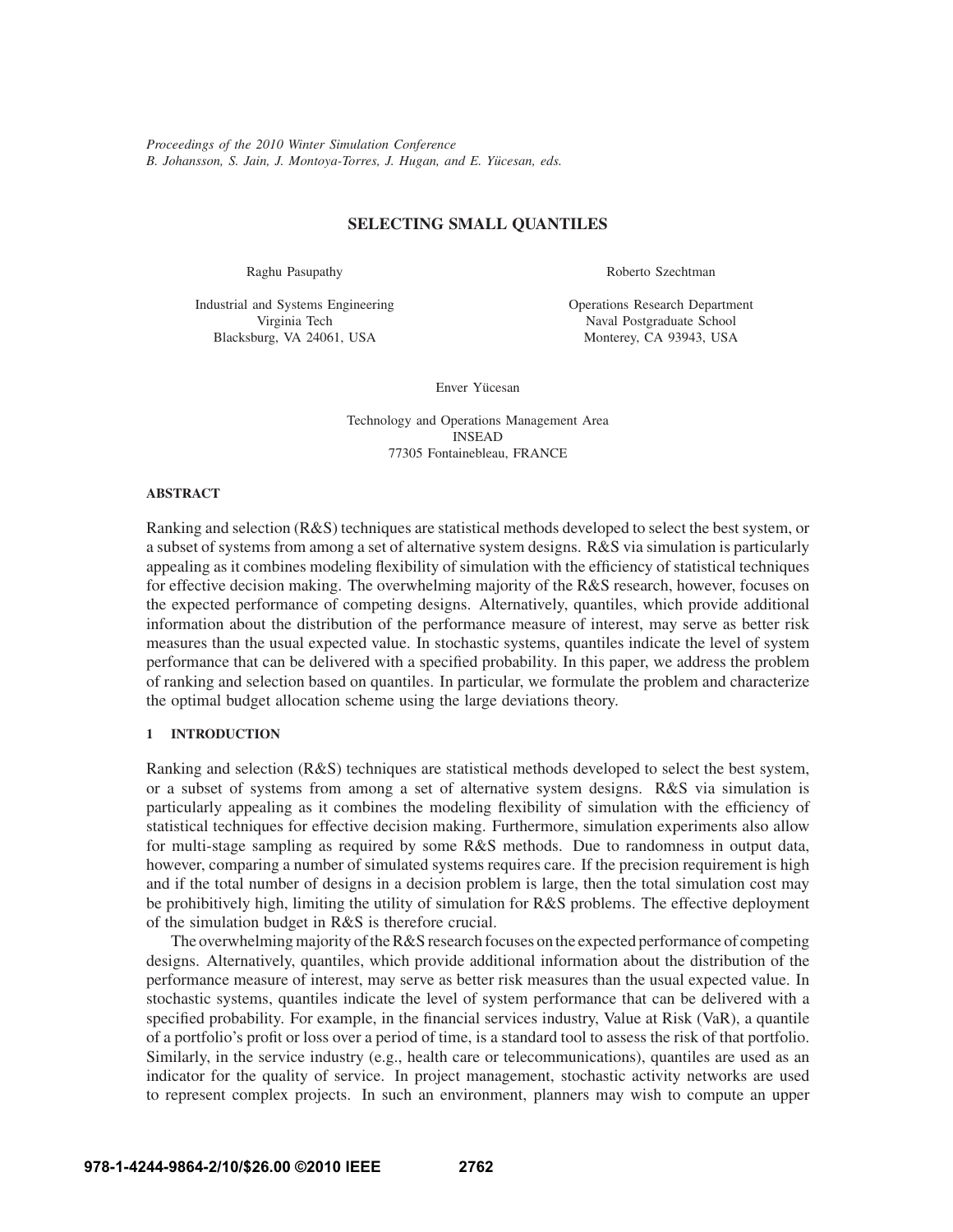*Proceedings of the 2010 Winter Simulation Conference*
*B. Johansson, S. Jain, J. Montoya-Torres, J. Hugan, and E. Yücesan, eds.*

# SELECTING SMALL QUANTILES

Raghu Pasupathy

Industrial and Systems Engineering
Virginia Tech
Blacksburg, VA 24061, USA

Roberto Szechtman

Operations Research Department
Naval Postgraduate School
Monterey, CA 93943, USA

Enver Yücesan

Technology and Operations Management Area
INSEAD
77305 Fontainebleau, FRANCE

## ABSTRACT

Ranking and selection (R&S) techniques are statistical methods developed to select the best system, or a subset of systems from among a set of alternative system designs. R&S via simulation is particularly appealing as it combines modeling flexibility of simulation with the efficiency of statistical techniques for effective decision making. The overwhelming majority of the R&S research, however, focuses on the expected performance of competing designs. Alternatively, quantiles, which provide additional information about the distribution of the performance measure of interest, may serve as better risk measures than the usual expected value. In stochastic systems, quantiles indicate the level of system performance that can be delivered with a specified probability. In this paper, we address the problem of ranking and selection based on quantiles. In particular, we formulate the problem and characterize the optimal budget allocation scheme using the large deviations theory.

## 1 INTRODUCTION

Ranking and selection (R&S) techniques are statistical methods developed to select the best system, or a subset of systems from among a set of alternative system designs. R&S via simulation is particularly appealing as it combines the modeling flexibility of simulation with the efficiency of statistical techniques for effective decision making. Furthermore, simulation experiments also allow for multi-stage sampling as required by some R&S methods. Due to randomness in output data, however, comparing a number of simulated systems requires care. If the precision requirement is high and if the total number of designs in a decision problem is large, then the total simulation cost may be prohibitively high, limiting the utility of simulation for R&S problems. The effective deployment of the simulation budget in R&S is therefore crucial.

The overwhelming majority of the R&S research focuses on the expected performance of competing designs. Alternatively, quantiles, which provide additional information about the distribution of the performance measure of interest, may serve as better risk measures than the usual expected value. In stochastic systems, quantiles indicate the level of system performance that can be delivered with a specified probability. For example, in the financial services industry, Value at Risk (VaR), a quantile of a portfolio's profit or loss over a period of time, is a standard tool to assess the risk of that portfolio. Similarly, in the service industry (e.g., health care or telecommunications), quantiles are used as an indicator for the quality of service. In project management, stochastic activity networks are used to represent complex projects. In such an environment, planners may wish to compute an upper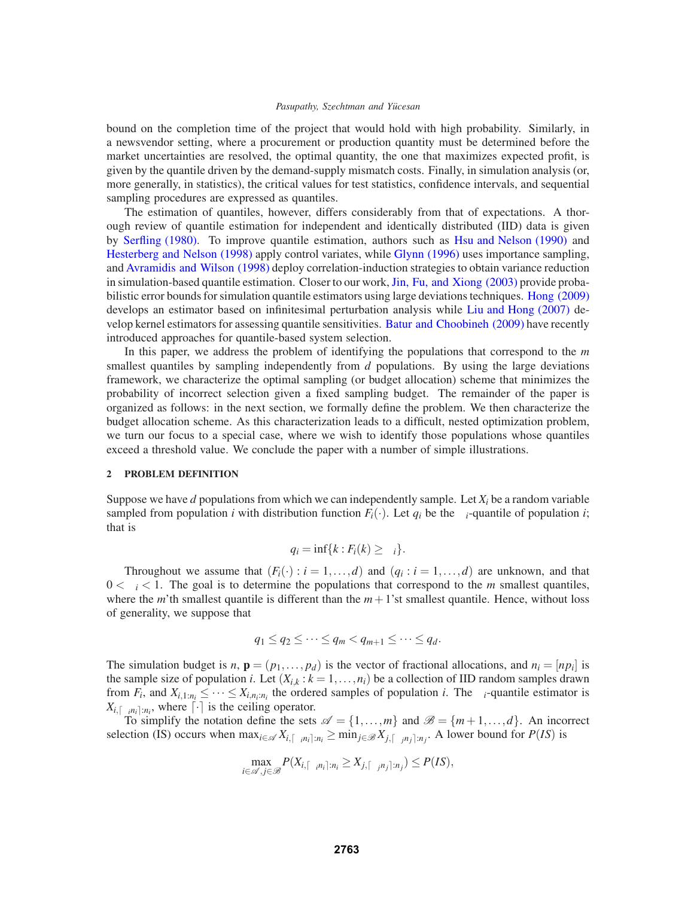bound on the completion time of the project that would hold with high probability. Similarly, in a newsvendor setting, where a procurement or production quantity must be determined before the market uncertainties are resolved, the optimal quantity, the one that maximizes expected profit, is given by the quantile driven by the demand-supply mismatch costs. Finally, in simulation analysis (or, more generally, in statistics), the critical values for test statistics, confidence intervals, and sequential sampling procedures are expressed as quantiles.

The estimation of quantiles, however, differs considerably from that of expectations. A thorough review of quantile estimation for independent and identically distributed (IID) data is given by Serfling (1980). To improve quantile estimation, authors such as Hsu and Nelson (1990) and Hesterberg and Nelson (1998) apply control variates, while Glynn (1996) uses importance sampling, and Avramidis and Wilson (1998) deploy correlation-induction strategies to obtain variance reduction in simulation-based quantile estimation. Closer to our work, Jin, Fu, and Xiong (2003) provide probabilistic error bounds for simulation quantile estimators using large deviations techniques. Hong (2009) develops an estimator based on infinitesimal perturbation analysis while Liu and Hong (2007) develop kernel estimators for assessing quantile sensitivities. Batur and Choobineh (2009) have recently introduced approaches for quantile-based system selection.

In this paper, we address the problem of identifying the populations that correspond to the $m$ smallest quantiles by sampling independently from $d$ populations. By using the large deviations framework, we characterize the optimal sampling (or budget allocation) scheme that minimizes the probability of incorrect selection given a fixed sampling budget. The remainder of the paper is organized as follows: in the next section, we formally define the problem. We then characterize the budget allocation scheme. As this characterization leads to a difficult, nested optimization problem, we turn our focus to a special case, where we wish to identify those populations whose quantiles exceed a threshold value. We conclude the paper with a number of simple illustrations.

## 2 PROBLEM DEFINITION

Suppose we have $d$ populations from which we can independently sample. Let $X_i$ be a random variable sampled from population $i$ with distribution function $F_i(\cdot)$. Let $q_i$ be the $\alpha_i$-quantile of population $i$; that is

$$q_i = \inf\{k : F_i(k) \geq \alpha_i\}.$$

Throughout we assume that $(F_i(\cdot) : i = 1,\ldots,d)$ and $(q_i : i = 1,\ldots,d)$ are unknown, and that $0 < \alpha_i < 1$. The goal is to determine the populations that correspond to the $m$ smallest quantiles, where the $m$'th smallest quantile is different than the $m+1$'st smallest quantile. Hence, without loss of generality, we suppose that

$$q_1 \leq q_2 \leq \cdots \leq q_m < q_{m+1} \leq \cdots \leq q_d.$$

The simulation budget is $n$, $\mathbf{p} = (p_1,\ldots,p_d)$ is the vector of fractional allocations, and $n_i = [np_i]$ is the sample size of population $i$. Let $(X_{i,k} : k = 1,\ldots,n_i)$ be a collection of IID random samples drawn from $F_i$, and $X_{i,1:n_i} \leq \cdots \leq X_{i,n_i:n_i}$ the ordered samples of population $i$. The $\alpha_i$-quantile estimator is $X_{i,\lceil \alpha_i n_i \rceil:n_i}$, where $\lceil\cdot\rceil$ is the ceiling operator.

To simplify the notation define the sets $\mathscr{A} = \{1,\ldots,m\}$ and $\mathscr{B} = \{m+1,\ldots,d\}$. An incorrect selection (IS) occurs when $\max_{i\in\mathscr{A}} X_{i,\lceil \alpha_i n_i \rceil:n_i} \geq \min_{j\in\mathscr{B}} X_{j,\lceil \alpha_j n_j \rceil:n_j}$. A lower bound for $P(IS)$ is

$$\max_{i\in\mathscr{A}, j\in\mathscr{B}} P(X_{i,\lceil \alpha_i n_i \rceil:n_i} \geq X_{j,\lceil \alpha_j n_j \rceil:n_j}) \leq P(IS),$$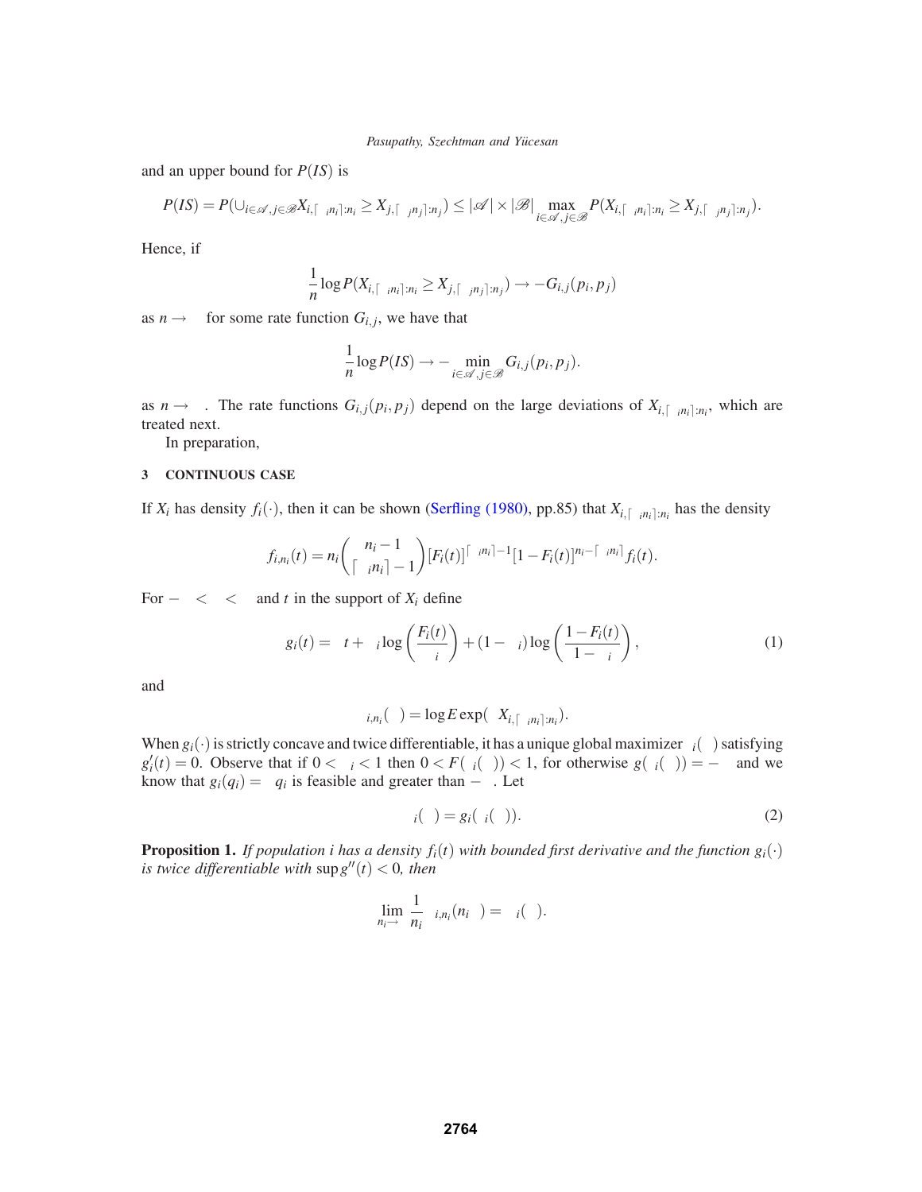and an upper bound for $P(IS)$ is

$$P(IS) = P(\cup_{i \in \mathscr{A}, j \in \mathscr{B}} X_{i,\lceil p_i n_i \rceil : n_i} \geq X_{j,\lceil p_j n_j \rceil : n_j}) \leq |\mathscr{A}| \times |\mathscr{B}| \max_{i \in \mathscr{A}, j \in \mathscr{B}} P(X_{i,\lceil p_i n_i \rceil : n_i} \geq X_{j,\lceil p_j n_j \rceil : n_j}).$$

Hence, if

$$\frac{1}{n} \log P(X_{i,\lceil p_i n_i \rceil : n_i} \geq X_{j,\lceil p_j n_j \rceil : n_j}) \to -G_{i,j}(p_i, p_j)$$

as $n \to \infty$ for some rate function $G_{i,j}$, we have that

$$\frac{1}{n} \log P(IS) \to - \min_{i \in \mathscr{A}, j \in \mathscr{B}} G_{i,j}(p_i, p_j).$$

as $n \to \infty$. The rate functions $G_{i,j}(p_i, p_j)$ depend on the large deviations of $X_{i,\lceil p_i n_i \rceil : n_i}$, which are treated next.

In preparation,

## 3 CONTINUOUS CASE

If $X_i$ has density $f_i(\cdot)$, then it can be shown (Serfling (1980), pp.85) that $X_{i,\lceil p_i n_i \rceil : n_i}$ has the density

$$f_{i,n_i}(t) = n_i \binom{n_i - 1}{\lceil p_i n_i \rceil - 1} [F_i(t)]^{\lceil p_i n_i \rceil - 1} [1 - F_i(t)]^{n_i - \lceil p_i n_i \rceil} f_i(t).$$

For $-\infty < \theta < \infty$ and $t$ in the support of $X_i$ define

$$g_i(t) = \theta t + p_i \log\left(\frac{F_i(t)}{p_i}\right) + (1 - p_i) \log\left(\frac{1 - F_i(t)}{1 - p_i}\right), \tag{1}$$

and

$$\Lambda_{i,n_i}(\theta) = \log E \exp(\theta X_{i,\lceil p_i n_i \rceil : n_i}).$$

When $g_i(\cdot)$ is strictly concave and twice differentiable, it has a unique global maximizer $t_i(\theta)$ satisfying $g_i'(t) = 0$. Observe that if $0 < p_i < 1$ then $0 < F(t_i(\theta)) < 1$, for otherwise $g(t_i(\theta)) = -\infty$ and we know that $g_i(q_i) = \theta q_i$ is feasible and greater than $-\infty$. Let

$$\Lambda_i(\theta) = g_i(t_i(\theta)). \tag{2}$$

**Proposition 1.** *If population $i$ has a density $f_i(t)$ with bounded first derivative and the function $g_i(\cdot)$ is twice differentiable with $\sup g''(t) < 0$, then*

$$\lim_{n_i \to \infty} \frac{1}{n_i} \Lambda_{i,n_i}(n_i \theta) = \Lambda_i(\theta).$$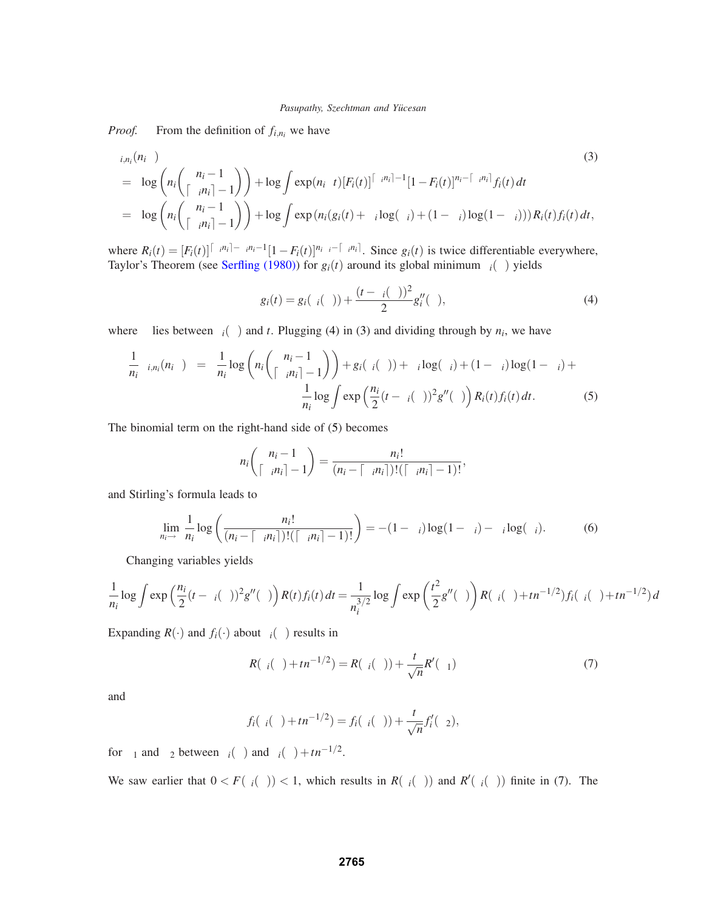*Proof.* From the definition of $f_{i,n_i}$ we have

$$
\begin{aligned}
&\Lambda_{i,n_i}(n_i\theta) \qquad (3)\\
&= \log\left(n_i\binom{n_i-1}{\lceil \alpha_i n_i\rceil -1}\right) + \log\int \exp(n_i\theta t)[F_i(t)]^{\lceil \alpha_i n_i\rceil -1}[1-F_i(t)]^{n_i-\lceil \alpha_i n_i\rceil} f_i(t)\,dt\\
&= \log\left(n_i\binom{n_i-1}{\lceil \alpha_i n_i\rceil -1}\right) + \log\int \exp\left(n_i(g_i(t)+\alpha_i\log(\alpha_i)+(1-\alpha_i)\log(1-\alpha_i))\right)R_i(t)f_i(t)\,dt,
\end{aligned}
$$

where $R_i(t) = [F_i(t)]^{\lceil \alpha_i n_i\rceil - \alpha_i n_i - 1}[1-F_i(t)]^{n_i\alpha_i - \lceil \alpha_i n_i\rceil}$. Since $g_i(t)$ is twice differentiable everywhere, Taylor's Theorem (see Serfling (1980)) for $g_i(t)$ around its global minimum $t_i(\theta)$ yields

$$
g_i(t) = g_i(t_i(\theta)) + \frac{(t-t_i(\theta))^2}{2}g_i''(\xi), \qquad (4)
$$

where $\xi$ lies between $t_i(\theta)$ and $t$. Plugging (4) in (3) and dividing through by $n_i$, we have

$$
\begin{aligned}
\frac{1}{n_i}\Lambda_{i,n_i}(n_i\theta) &= \frac{1}{n_i}\log\left(n_i\binom{n_i-1}{\lceil \alpha_i n_i\rceil -1}\right) + g_i(t_i(\theta)) + \alpha_i\log(\alpha_i) + (1-\alpha_i)\log(1-\alpha_i) + \\
&\qquad \frac{1}{n_i}\log\int \exp\left(\frac{n_i}{2}(t-t_i(\theta))^2 g''(\xi)\right)R_i(t)f_i(t)\,dt. \qquad (5)
\end{aligned}
$$

The binomial term on the right-hand side of (5) becomes

$$
n_i\binom{n_i-1}{\lceil \alpha_i n_i\rceil -1} = \frac{n_i!}{(n_i-\lceil \alpha_i n_i\rceil)!(\lceil \alpha_i n_i\rceil -1)!},
$$

and Stirling's formula leads to

$$
\lim_{n_i\to\infty}\frac{1}{n_i}\log\left(\frac{n_i!}{(n_i-\lceil \alpha_i n_i\rceil)!(\lceil \alpha_i n_i\rceil -1)!}\right) = -(1-\alpha_i)\log(1-\alpha_i) - \alpha_i\log(\alpha_i). \qquad (6)
$$

Changing variables yields

$$
\frac{1}{n_i}\log\int \exp\left(\frac{n_i}{2}(t-t_i(\theta))^2 g''(\xi)\right)R(t)f_i(t)\,dt = \frac{1}{n_i^{3/2}}\log\int \exp\left(\frac{t^2}{2}g''(\xi)\right)R(t_i(\theta)+tn^{-1/2})f_i(t_i(\theta)+tn^{-1/2})\,d
$$

Expanding $R(\cdot)$ and $f_i(\cdot)$ about $t_i(\theta)$ results in

$$
R(t_i(\theta)+tn^{-1/2}) = R(t_i(\theta)) + \frac{t}{\sqrt{n}}R'(\xi_1) \qquad (7)
$$

and

$$
f_i(t_i(\theta)+tn^{-1/2}) = f_i(t_i(\theta)) + \frac{t}{\sqrt{n}}f_i'(\xi_2),
$$

for $\xi_1$ and $\xi_2$ between $t_i(\theta)$ and $t_i(\theta)+tn^{-1/2}$.

We saw earlier that $0 < F(t_i(\theta)) < 1$, which results in $R(t_i(\theta))$ and $R'(t_i(\theta))$ finite in (7). The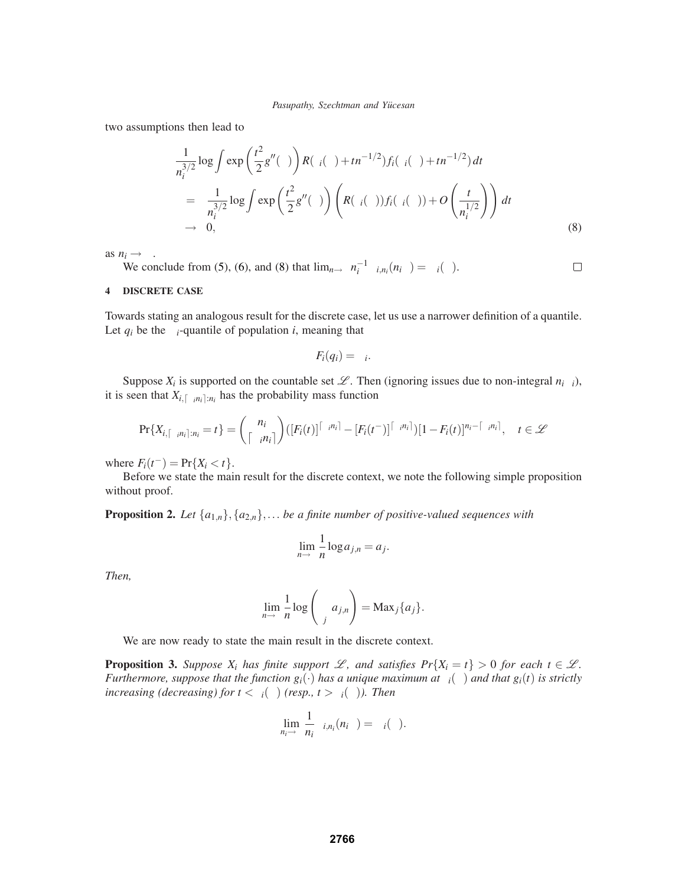two assumptions then lead to

$$
\begin{aligned}
&\frac{1}{n_i^{3/2}} \log \int \exp\left(\frac{t^2}{2} g''(\xi)\right) R(\xi_i(\theta) + tn^{-1/2}) f_i(\xi_i(\theta) + tn^{-1/2})\, dt \\
&= \frac{1}{n_i^{3/2}} \log \int \exp\left(\frac{t^2}{2} g''(\xi)\right) \left( R(\xi_i(\theta)) f_i(\xi_i(\theta)) + O\left(\frac{t}{n_i^{1/2}}\right)\right) dt \\
&\to 0,
\end{aligned}
\tag{8}
$$

as $n_i \to \infty$.

We conclude from (5), (6), and (8) that $\lim_{n\to\infty} n_i^{-1} \Lambda_{i,n_i}(n_i\theta) = \Lambda_i(\theta)$. □

## 4 DISCRETE CASE

Towards stating an analogous result for the discrete case, let us use a narrower definition of a quantile. Let $q_i$ be the $\alpha_i$-quantile of population $i$, meaning that

$$F_i(q_i) = \alpha_i.$$

Suppose $X_i$ is supported on the countable set $\mathscr{L}$. Then (ignoring issues due to non-integral $n_i\alpha_i$), it is seen that $X_{i,\lceil \alpha_i n_i \rceil : n_i}$ has the probability mass function

$$\Pr\{X_{i,\lceil \alpha_i n_i \rceil : n_i} = t\} = \binom{n_i}{\lceil \alpha_i n_i \rceil} ([F_i(t)]^{\lceil \alpha_i n_i \rceil} - [F_i(t^-)]^{\lceil \alpha_i n_i \rceil})[1 - F_i(t)]^{n_i - \lceil \alpha_i n_i \rceil}, \quad t \in \mathscr{L}$$

where $F_i(t^-) = \Pr\{X_i < t\}$.

Before we state the main result for the discrete context, we note the following simple proposition without proof.

**Proposition 2.** *Let $\{a_{1,n}\}, \{a_{2,n}\}, \ldots$ be a finite number of positive-valued sequences with*

$$\lim_{n\to\infty} \frac{1}{n} \log a_{j,n} = a_j.$$

*Then,*

$$\lim_{n\to\infty} \frac{1}{n} \log \left( \sum_j a_{j,n} \right) = \text{Max}_j \{a_j\}.$$

We are now ready to state the main result in the discrete context.

**Proposition 3.** *Suppose $X_i$ has finite support $\mathscr{L}$, and satisfies $Pr\{X_i = t\} > 0$ for each $t \in \mathscr{L}$. Furthermore, suppose that the function $g_i(\cdot)$ has a unique maximum at $\xi_i(\theta)$ and that $g_i(t)$ is strictly increasing (decreasing) for $t < \xi_i(\theta)$ (resp., $t > \xi_i(\theta)$). Then*

$$\lim_{n_i\to\infty} \frac{1}{n_i} \Lambda_{i,n_i}(n_i\theta) = \Lambda_i(\theta).$$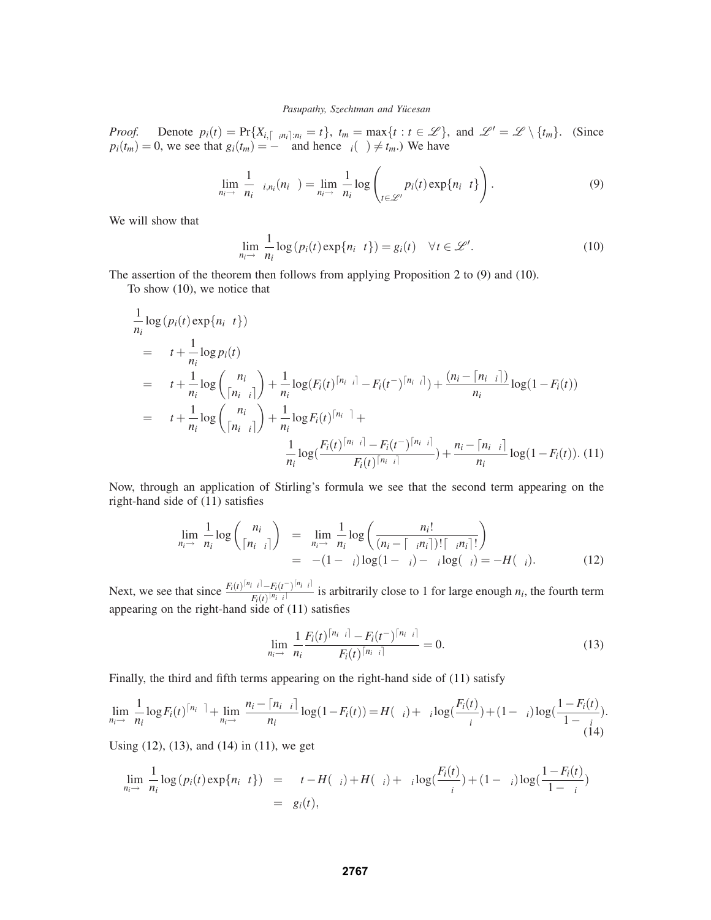*Proof.* Denote $p_i(t) = \Pr\{X_{i,\lceil \alpha_i n_i \rceil : n_i} = t\}$, $t_m = \max\{t : t \in \mathcal{L}\}$, and $\mathcal{L}' = \mathcal{L} \setminus \{t_m\}$. (Since $p_i(t_m) = 0$, we see that $g_i(t_m) = -\infty$ and hence $\tau_i(\theta) \neq t_m$.) We have

$$\lim_{n_i \to \infty} \frac{1}{n_i} \Lambda_{i,n_i}(n_i \theta) = \lim_{n_i \to \infty} \frac{1}{n_i} \log \left( \sum_{t \in \mathcal{L}'} p_i(t) \exp\{n_i \theta t\} \right). \tag{9}$$

We will show that

$$\lim_{n_i \to \infty} \frac{1}{n_i} \log \left( p_i(t) \exp\{n_i \theta t\} \right) = g_i(t) \quad \forall t \in \mathcal{L}'. \tag{10}$$

The assertion of the theorem then follows from applying Proposition 2 to (9) and (10).

To show (10), we notice that

$$\begin{aligned}
&\frac{1}{n_i} \log \left( p_i(t) \exp\{n_i \theta t\} \right) \\
&= \theta t + \frac{1}{n_i} \log p_i(t) \\
&= \theta t + \frac{1}{n_i} \log \binom{n_i}{\lceil n_i \alpha_i \rceil} + \frac{1}{n_i} \log(F_i(t)^{\lceil n_i \alpha_i \rceil} - F_i(t^-)^{\lceil n_i \alpha_i \rceil}) + \frac{(n_i - \lceil n_i \alpha_i \rceil)}{n_i} \log(1 - F_i(t)) \\
&= \theta t + \frac{1}{n_i} \log \binom{n_i}{\lceil n_i \alpha_i \rceil} + \frac{1}{n_i} \log F_i(t)^{\lceil n_i \alpha \rceil} + \\
&\qquad \frac{1}{n_i} \log\left(\frac{F_i(t)^{\lceil n_i \alpha_i \rceil} - F_i(t^-)^{\lceil n_i \alpha_i \rceil}}{F_i(t)^{\lceil n_i \alpha_i \rceil}}\right) + \frac{n_i - \lceil n_i \alpha_i \rceil}{n_i} \log(1 - F_i(t)).
\end{aligned} \tag{11}$$

Now, through an application of Stirling's formula we see that the second term appearing on the right-hand side of (11) satisfies

$$\begin{aligned}
\lim_{n_i \to \infty} \frac{1}{n_i} \log \binom{n_i}{\lceil n_i \alpha_i \rceil} &= \lim_{n_i \to \infty} \frac{1}{n_i} \log \left( \frac{n_i!}{(n_i - \lceil \alpha_i n_i \rceil)! \lceil \alpha_i n_i \rceil!} \right) \\
&= -(1 - \alpha_i) \log(1 - \alpha_i) - \alpha_i \log(\alpha_i) = -H(\alpha_i).
\end{aligned} \tag{12}$$

Next, we see that since $\frac{F_i(t)^{\lceil n_i \alpha_i \rceil} - F_i(t^-)^{\lceil n_i \alpha_i \rceil}}{F_i(t)^{\lceil n_i \alpha_i \rceil}}$ is arbitrarily close to 1 for large enough $n_i$, the fourth term appearing on the right-hand side of (11) satisfies

$$\lim_{n_i \to \infty} \frac{1}{n_i} \frac{F_i(t)^{\lceil n_i \alpha_i \rceil} - F_i(t^-)^{\lceil n_i \alpha_i \rceil}}{F_i(t)^{\lceil n_i \alpha_i \rceil}} = 0. \tag{13}$$

Finally, the third and fifth terms appearing on the right-hand side of (11) satisfy

$$\lim_{n_i \to \infty} \frac{1}{n_i} \log F_i(t)^{\lceil n_i \alpha \rceil} + \lim_{n_i \to \infty} \frac{n_i - \lceil n_i \alpha_i \rceil}{n_i} \log(1 - F_i(t)) = H(\alpha_i) + \alpha_i \log\left(\frac{F_i(t)}{\alpha_i}\right) + (1 - \alpha_i) \log\left(\frac{1 - F_i(t)}{1 - \alpha_i}\right). \tag{14}$$

Using (12), (13), and (14) in (11), we get

$$\begin{aligned}
\lim_{n_i \to \infty} \frac{1}{n_i} \log \left( p_i(t) \exp\{n_i \theta t\} \right) &= \theta t - H(\alpha_i) + H(\alpha_i) + \alpha_i \log\left(\frac{F_i(t)}{\alpha_i}\right) + (1 - \alpha_i) \log\left(\frac{1 - F_i(t)}{1 - \alpha_i}\right) \\
&= g_i(t),
\end{aligned}$$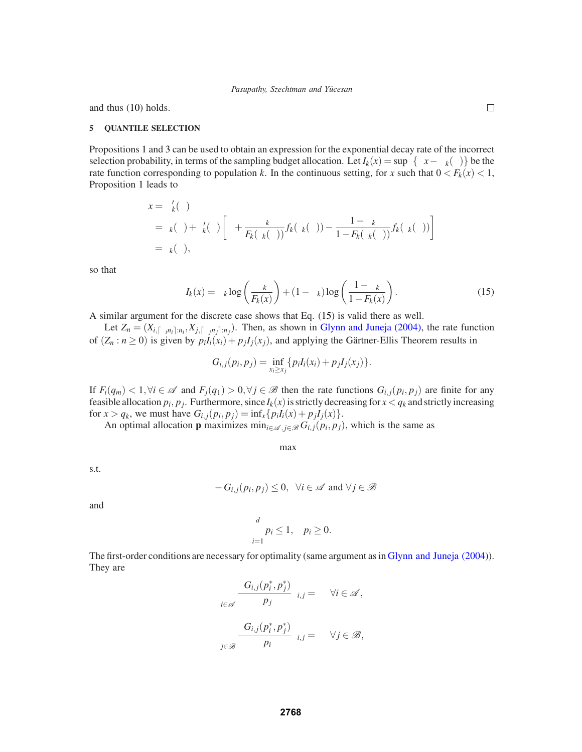and thus (10) holds. □

## 5 QUANTILE SELECTION

Propositions 1 and 3 can be used to obtain an expression for the exponential decay rate of the incorrect selection probability, in terms of the sampling budget allocation. Let $I_k(x) = \sup \{ \; x - \; _k( \; )\}$ be the rate function corresponding to population $k$. In the continuous setting, for $x$ such that $0 < F_k(x) < 1$, Proposition 1 leads to

$$
\begin{aligned}
x &= \; '_k( \; ) \\
&= \; _k( \; ) + \; '_k( \; ) \left[ \; + \frac{_k}{F_k( \; _k( \; ))} f_k( \; _k( \; )) - \frac{1 - \; _k}{1 - F_k( \; _k( \; ))} f_k( \; _k( \; )) \right] \\
&= \; _k( \; ),
\end{aligned}
$$

so that

$$
I_k(x) = \; _k \log\left(\frac{_k}{F_k(x)}\right) + (1 - \; _k) \log\left(\frac{1 - \; _k}{1 - F_k(x)}\right). \tag{15}
$$

A similar argument for the discrete case shows that Eq. (15) is valid there as well.

Let $Z_n = (X_{i,\lceil \; _i n_i \rceil : n_i}, X_{j,\lceil \; _j n_j \rceil : n_j})$. Then, as shown in Glynn and Juneja (2004), the rate function of $(Z_n : n \geq 0)$ is given by $p_i I_i(x_i) + p_j I_j(x_j)$, and applying the Gärtner-Ellis Theorem results in

$$
G_{i,j}(p_i, p_j) = \inf_{x_i \geq x_j} \{ p_i I_i(x_i) + p_j I_j(x_j) \}.
$$

If $F_i(q_m) < 1, \forall i \in \mathscr{A}$ and $F_j(q_1) > 0, \forall j \in \mathscr{B}$ then the rate functions $G_{i,j}(p_i, p_j)$ are finite for any feasible allocation $p_i, p_j$. Furthermore, since $I_k(x)$ is strictly decreasing for $x < q_k$ and strictly increasing for $x > q_k$, we must have $G_{i,j}(p_i, p_j) = \inf_x \{ p_i I_i(x) + p_j I_j(x) \}$.

An optimal allocation $\mathbf{p}$ maximizes $\min_{i \in \mathscr{A}, j \in \mathscr{B}} G_{i,j}(p_i, p_j)$, which is the same as

$$
\max
$$

s.t.

$$
- G_{i,j}(p_i, p_j) \leq 0, \quad \forall i \in \mathscr{A} \text{ and } \forall j \in \mathscr{B}
$$

and

$$
\sum_{i=1}^{d} p_i \leq 1, \quad p_i \geq 0.
$$

The first-order conditions are necessary for optimality (same argument as in Glynn and Juneja (2004)). They are

$$
\sum_{i \in \mathscr{A}} \frac{ G_{i,j}(p_i^*, p_j^*)}{ p_j} \; _{i,j} = \quad \forall i \in \mathscr{A},
$$

$$
\sum_{j \in \mathscr{B}} \frac{ G_{i,j}(p_i^*, p_j^*)}{ p_i} \; _{i,j} = \quad \forall j \in \mathscr{B},
$$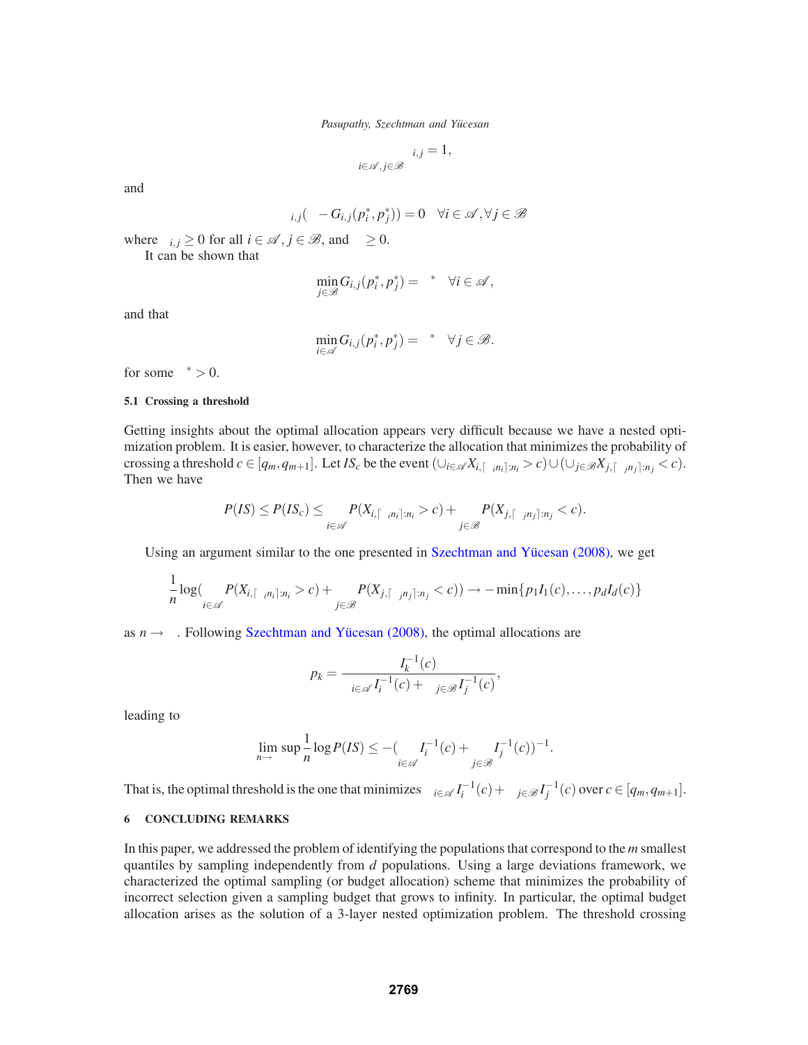$$\sum_{i \in \mathscr{A}, j \in \mathscr{B}} \lambda_{i,j} = 1,$$

and

$$\lambda_{i,j}(\eta - G_{i,j}(p_i^*, p_j^*)) = 0 \quad \forall i \in \mathscr{A}, \forall j \in \mathscr{B}$$

where $\lambda_{i,j} \geq 0$ for all $i \in \mathscr{A}$, $j \in \mathscr{B}$, and $\eta \geq 0$.

It can be shown that

$$\min_{j \in \mathscr{B}} G_{i,j}(p_i^*, p_j^*) = \eta^* \quad \forall i \in \mathscr{A},$$

and that

$$\min_{i \in \mathscr{A}} G_{i,j}(p_i^*, p_j^*) = \eta^* \quad \forall j \in \mathscr{B}.$$

for some $\eta^* > 0$.

### 5.1 Crossing a threshold

Getting insights about the optimal allocation appears very difficult because we have a nested optimization problem. It is easier, however, to characterize the allocation that minimizes the probability of crossing a threshold $c \in [q_m, q_{m+1}]$. Let $IS_c$ be the event $(\cup_{i \in \mathscr{A}} X_{i,\lceil \alpha_i n_i \rceil : n_i} > c) \cup (\cup_{j \in \mathscr{B}} X_{j,\lceil \alpha_j n_j \rceil : n_j} < c)$. Then we have

$$P(IS) \leq P(IS_c) \leq \sum_{i \in \mathscr{A}} P(X_{i,\lceil \alpha_i n_i \rceil : n_i} > c) + \sum_{j \in \mathscr{B}} P(X_{j,\lceil \alpha_j n_j \rceil : n_j} < c).$$

Using an argument similar to the one presented in Szechtman and Yücesan (2008), we get

$$\frac{1}{n} \log\left(\sum_{i \in \mathscr{A}} P(X_{i,\lceil \alpha_i n_i \rceil : n_i} > c) + \sum_{j \in \mathscr{B}} P(X_{j,\lceil \alpha_j n_j \rceil : n_j} < c)\right) \to -\min\{p_1 I_1(c), \ldots, p_d I_d(c)\}$$

as $n \to \infty$. Following Szechtman and Yücesan (2008), the optimal allocations are

$$p_k = \frac{I_k^{-1}(c)}{\sum_{i \in \mathscr{A}} I_i^{-1}(c) + \sum_{j \in \mathscr{B}} I_j^{-1}(c)},$$

leading to

$$\limsup_{n \to \infty} \frac{1}{n} \log P(IS) \leq -\left(\sum_{i \in \mathscr{A}} I_i^{-1}(c) + \sum_{j \in \mathscr{B}} I_j^{-1}(c)\right)^{-1}.$$

That is, the optimal threshold is the one that minimizes $\sum_{i \in \mathscr{A}} I_i^{-1}(c) + \sum_{j \in \mathscr{B}} I_j^{-1}(c)$ over $c \in [q_m, q_{m+1}]$.

## 6 CONCLUDING REMARKS

In this paper, we addressed the problem of identifying the populations that correspond to the $m$ smallest quantiles by sampling independently from $d$ populations. Using a large deviations framework, we characterized the optimal sampling (or budget allocation) scheme that minimizes the probability of incorrect selection given a sampling budget that grows to infinity. In particular, the optimal budget allocation arises as the solution of a 3-layer nested optimization problem. The threshold crossing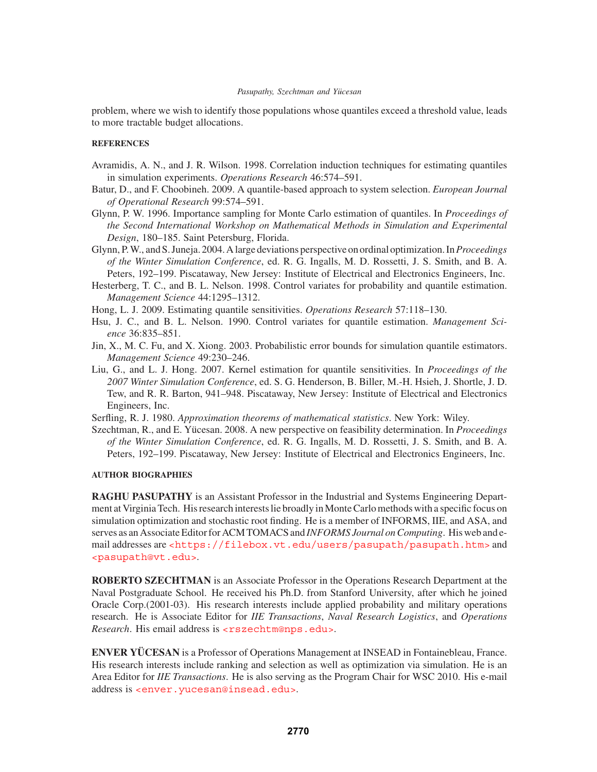problem, where we wish to identify those populations whose quantiles exceed a threshold value, leads to more tractable budget allocations.

## REFERENCES

Avramidis, A. N., and J. R. Wilson. 1998. Correlation induction techniques for estimating quantiles in simulation experiments. *Operations Research* 46:574–591.

Batur, D., and F. Choobineh. 2009. A quantile-based approach to system selection. *European Journal of Operational Research* 99:574–591.

Glynn, P. W. 1996. Importance sampling for Monte Carlo estimation of quantiles. In *Proceedings of the Second International Workshop on Mathematical Methods in Simulation and Experimental Design*, 180–185. Saint Petersburg, Florida.

Glynn, P. W., and S. Juneja. 2004. A large deviations perspective on ordinal optimization. In *Proceedings of the Winter Simulation Conference*, ed. R. G. Ingalls, M. D. Rossetti, J. S. Smith, and B. A. Peters, 192–199. Piscataway, New Jersey: Institute of Electrical and Electronics Engineers, Inc.

Hesterberg, T. C., and B. L. Nelson. 1998. Control variates for probability and quantile estimation. *Management Science* 44:1295–1312.

Hong, L. J. 2009. Estimating quantile sensitivities. *Operations Research* 57:118–130.

Hsu, J. C., and B. L. Nelson. 1990. Control variates for quantile estimation. *Management Science* 36:835–851.

Jin, X., M. C. Fu, and X. Xiong. 2003. Probabilistic error bounds for simulation quantile estimators. *Management Science* 49:230–246.

Liu, G., and L. J. Hong. 2007. Kernel estimation for quantile sensitivities. In *Proceedings of the 2007 Winter Simulation Conference*, ed. S. G. Henderson, B. Biller, M.-H. Hsieh, J. Shortle, J. D. Tew, and R. R. Barton, 941–948. Piscataway, New Jersey: Institute of Electrical and Electronics Engineers, Inc.

Serfling, R. J. 1980. *Approximation theorems of mathematical statistics*. New York: Wiley.

Szechtman, R., and E. Yücesan. 2008. A new perspective on feasibility determination. In *Proceedings of the Winter Simulation Conference*, ed. R. G. Ingalls, M. D. Rossetti, J. S. Smith, and B. A. Peters, 192–199. Piscataway, New Jersey: Institute of Electrical and Electronics Engineers, Inc.

## AUTHOR BIOGRAPHIES

**RAGHU PASUPATHY** is an Assistant Professor in the Industrial and Systems Engineering Department at Virginia Tech. His research interests lie broadly in Monte Carlo methods with a specific focus on simulation optimization and stochastic root finding. He is a member of INFORMS, IIE, and ASA, and serves as an Associate Editor for ACM TOMACS and *INFORMS Journal on Computing*. His web and e-mail addresses are <https://filebox.vt.edu/users/pasupath/pasupath.htm> and <pasupath@vt.edu>.

**ROBERTO SZECHTMAN** is an Associate Professor in the Operations Research Department at the Naval Postgraduate School. He received his Ph.D. from Stanford University, after which he joined Oracle Corp.(2001-03). His research interests include applied probability and military operations research. He is Associate Editor for *IIE Transactions*, *Naval Research Logistics*, and *Operations Research*. His email address is <rszechtm@nps.edu>.

**ENVER YÜCESAN** is a Professor of Operations Management at INSEAD in Fontainebleau, France. His research interests include ranking and selection as well as optimization via simulation. He is an Area Editor for *IIE Transactions*. He is also serving as the Program Chair for WSC 2010. His e-mail address is <enver.yucesan@insead.edu>.